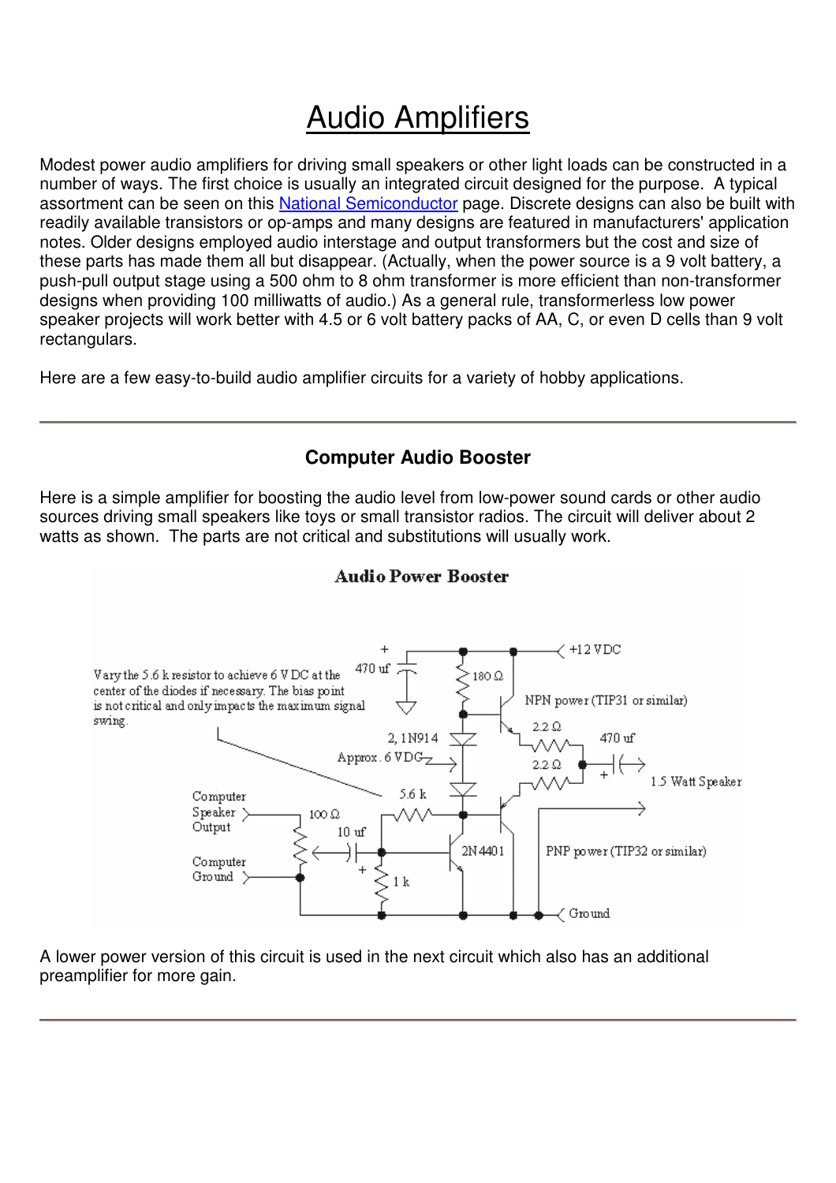# Audio Amplifiers

Modest power audio amplifiers for driving small speakers or other light loads can be constructed in a number of ways. The first choice is usually an integrated circuit designed for the purpose. A typical assortment can be seen on this National Semiconductor page. Discrete designs can also be built with readily available transistors or op-amps and many designs are featured in manufacturers' application notes. Older designs employed audio interstage and output transformers but the cost and size of these parts has made them all but disappear. (Actually, when the power source is a 9 volt battery, a push-pull output stage using a 500 ohm to 8 ohm transformer is more efficient than non-transformer designs when providing 100 milliwatts of audio.) As a general rule, transformerless low power speaker projects will work better with 4.5 or 6 volt battery packs of AA, C, or even D cells than 9 volt rectangulars.

Here are a few easy-to-build audio amplifier circuits for a variety of hobby applications.

---

### Computer Audio Booster

Here is a simple amplifier for boosting the audio level from low-power sound cards or other audio sources driving small speakers like toys or small transistor radios. The circuit will deliver about 2 watts as shown. The parts are not critical and substitutions will usually work.

**Audio Power Booster**

Vary the 5.6 k resistor to achieve 6 V DC at the center of the diodes if necessary. The bias point is not critical and only impacts the maximum signal swing.

+12 VDC; 470 uf; 180 Ω; NPN power (TIP31 or similar); 2, 1N914; Approx. 6 VDC; 2.2 Ω; 2.2 Ω; 470 uf; 1.5 Watt Speaker; 5.6 k; Computer Speaker Output; 100 Ω; 10 uf; Computer Ground; 1 k; 2N4401; PNP power (TIP32 or similar); Ground

A lower power version of this circuit is used in the next circuit which also has an additional preamplifier for more gain.

---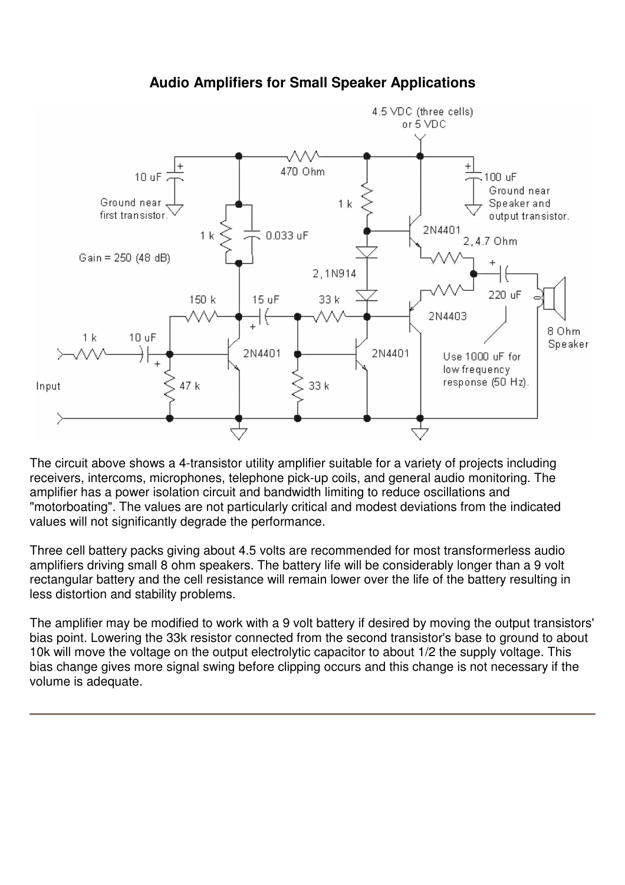## Audio Amplifiers for Small Speaker Applications

The circuit above shows a 4-transistor utility amplifier suitable for a variety of projects including receivers, intercoms, microphones, telephone pick-up coils, and general audio monitoring. The amplifier has a power isolation circuit and bandwidth limiting to reduce oscillations and "motorboating". The values are not particularly critical and modest deviations from the indicated values will not significantly degrade the performance.

Three cell battery packs giving about 4.5 volts are recommended for most transformerless audio amplifiers driving small 8 ohm speakers. The battery life will be considerably longer than a 9 volt rectangular battery and the cell resistance will remain lower over the life of the battery resulting in less distortion and stability problems.

The amplifier may be modified to work with a 9 volt battery if desired by moving the output transistors' bias point. Lowering the 33k resistor connected from the second transistor's base to ground to about 10k will move the voltage on the output electrolytic capacitor to about 1/2 the supply voltage. This bias change gives more signal swing before clipping occurs and this change is not necessary if the volume is adequate.

---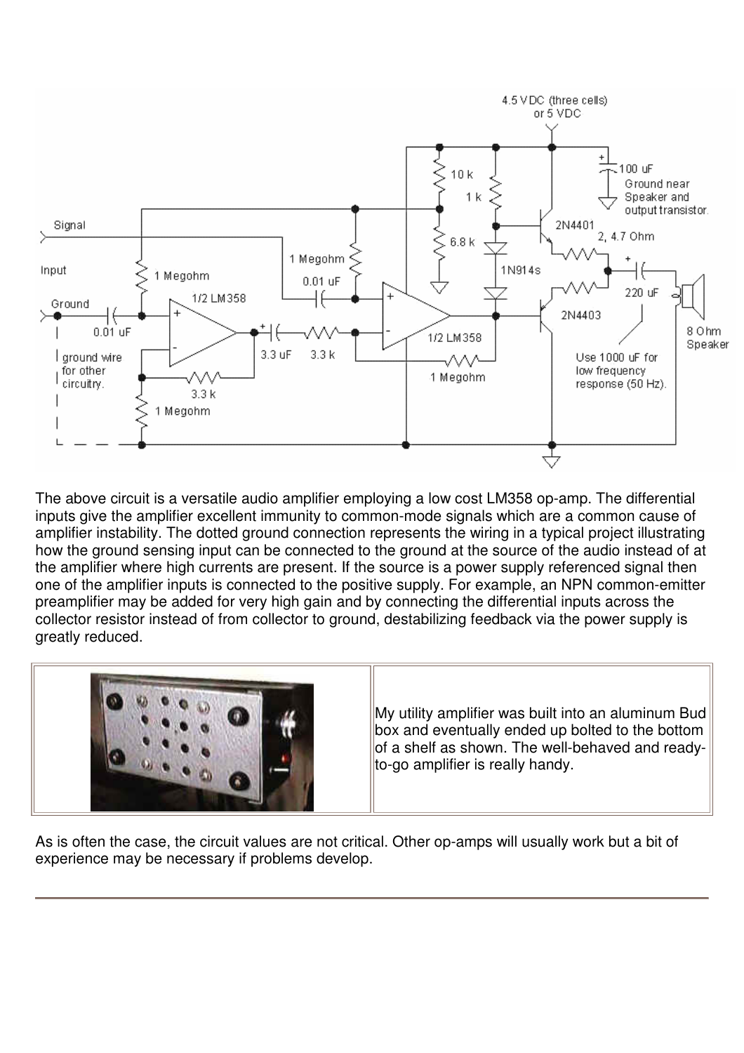The above circuit is a versatile audio amplifier employing a low cost LM358 op-amp. The differential inputs give the amplifier excellent immunity to common-mode signals which are a common cause of amplifier instability. The dotted ground connection represents the wiring in a typical project illustrating how the ground sensing input can be connected to the ground at the source of the audio instead of at the amplifier where high currents are present. If the source is a power supply referenced signal then one of the amplifier inputs is connected to the positive supply. For example, an NPN common-emitter preamplifier may be added for very high gain and by connecting the differential inputs across the collector resistor instead of from collector to ground, destabilizing feedback via the power supply is greatly reduced.

| | |
|---|---|
| | My utility amplifier was built into an aluminum Bud box and eventually ended up bolted to the bottom of a shelf as shown. The well-behaved and ready-to-go amplifier is really handy. |

As is often the case, the circuit values are not critical. Other op-amps will usually work but a bit of experience may be necessary if problems develop.

---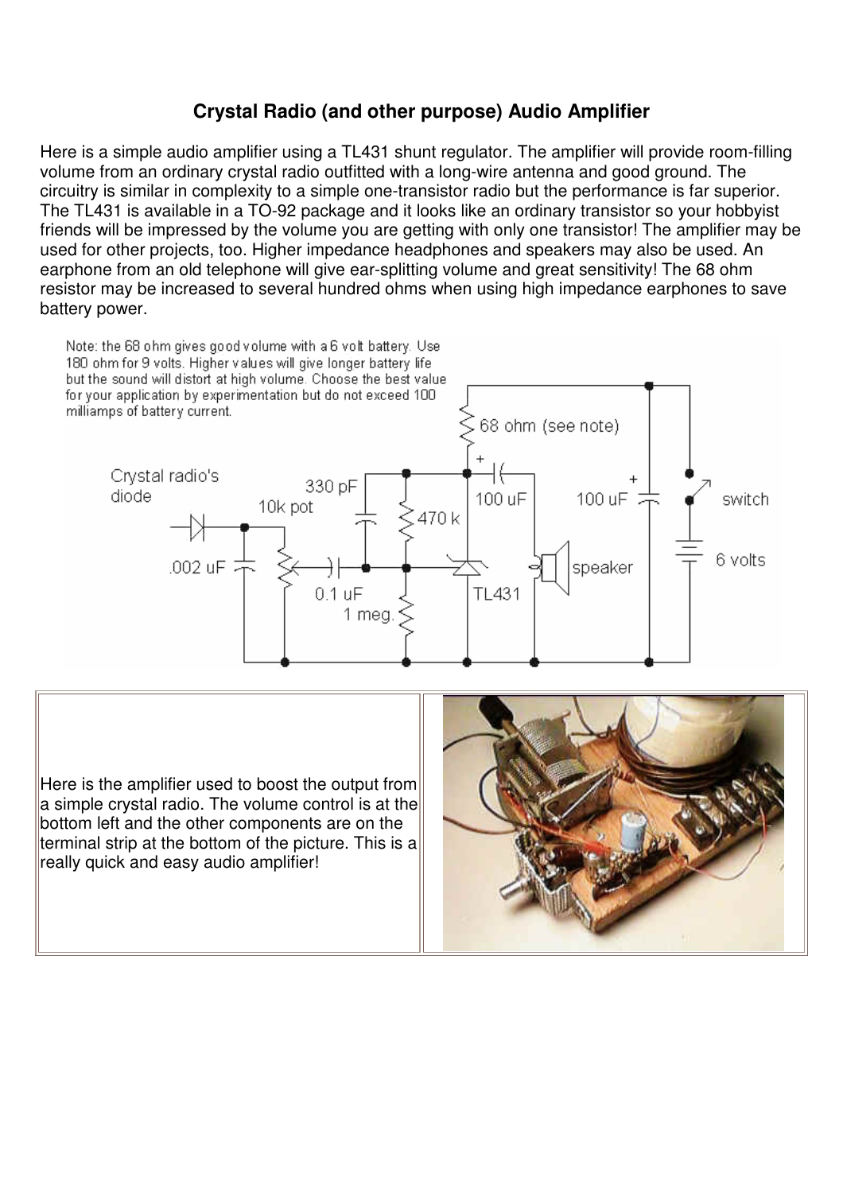## Crystal Radio (and other purpose) Audio Amplifier

Here is a simple audio amplifier using a TL431 shunt regulator. The amplifier will provide room-filling volume from an ordinary crystal radio outfitted with a long-wire antenna and good ground. The circuitry is similar in complexity to a simple one-transistor radio but the performance is far superior. The TL431 is available in a TO-92 package and it looks like an ordinary transistor so your hobbyist friends will be impressed by the volume you are getting with only one transistor! The amplifier may be used for other projects, too. Higher impedance headphones and speakers may also be used. An earphone from an old telephone will give ear-splitting volume and great sensitivity! The 68 ohm resistor may be increased to several hundred ohms when using high impedance earphones to save battery power.

Note: the 68 ohm gives good volume with a 6 volt battery. Use 180 ohm for 9 volts. Higher values will give longer battery life but the sound will distort at high volume. Choose the best value for your application by experimentation but do not exceed 100 milliamps of battery current.

Crystal radio's diode

.002 uF

10k pot

0.1 uF

330 pF

470 k

1 meg.

68 ohm (see note)

100 uF

TL431

speaker

100 uF

switch

6 volts

Here is the amplifier used to boost the output from a simple crystal radio. The volume control is at the bottom left and the other components are on the terminal strip at the bottom of the picture. This is a really quick and easy audio amplifier!